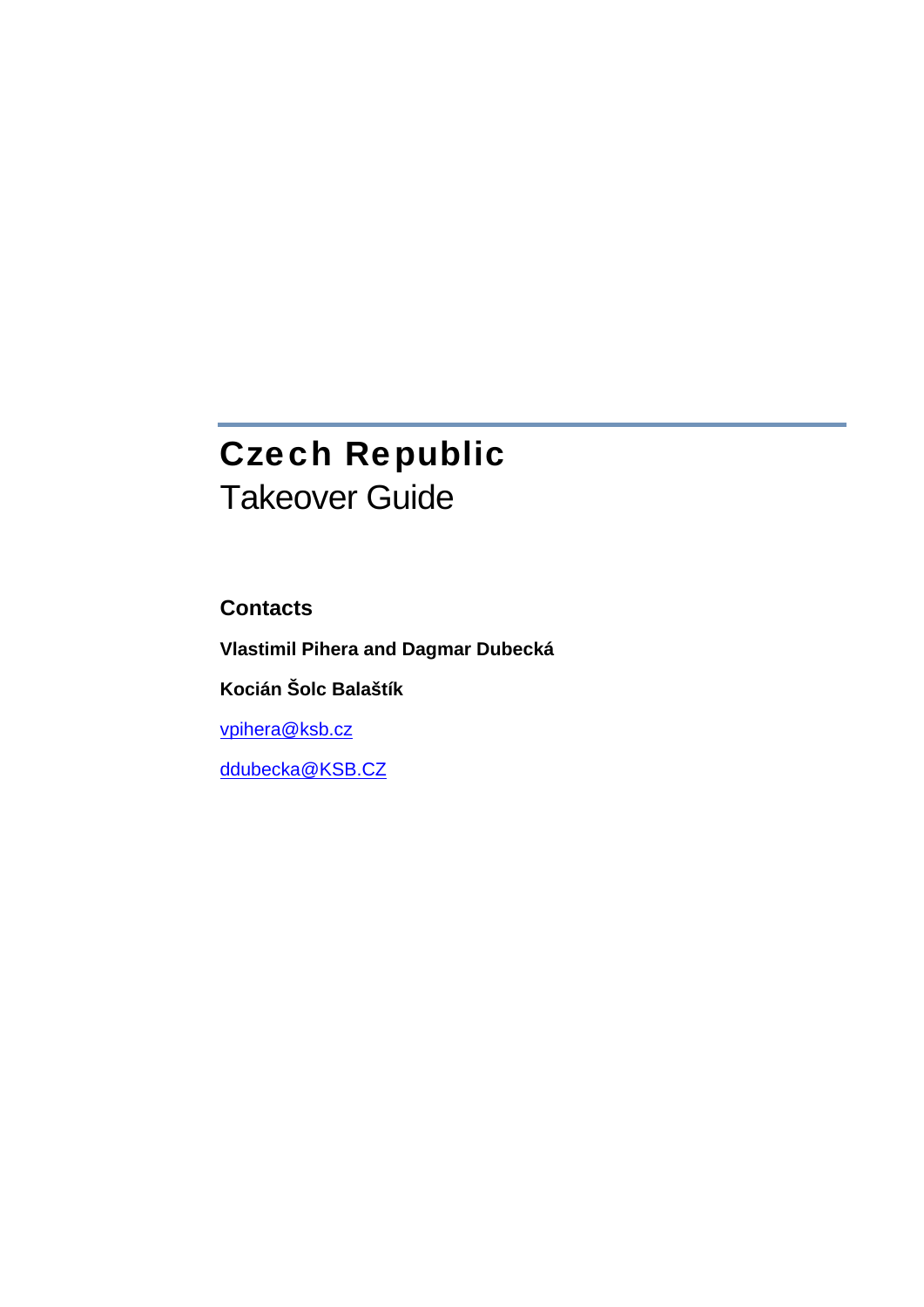# Czech Republic

## Takeover Guide

### Contacts

**Vlastimil Pihera and Dagmar Dubecká**

**Kocián Šolc Balaštík**

vpihera@ksb.cz

ddubecka@KSB.CZ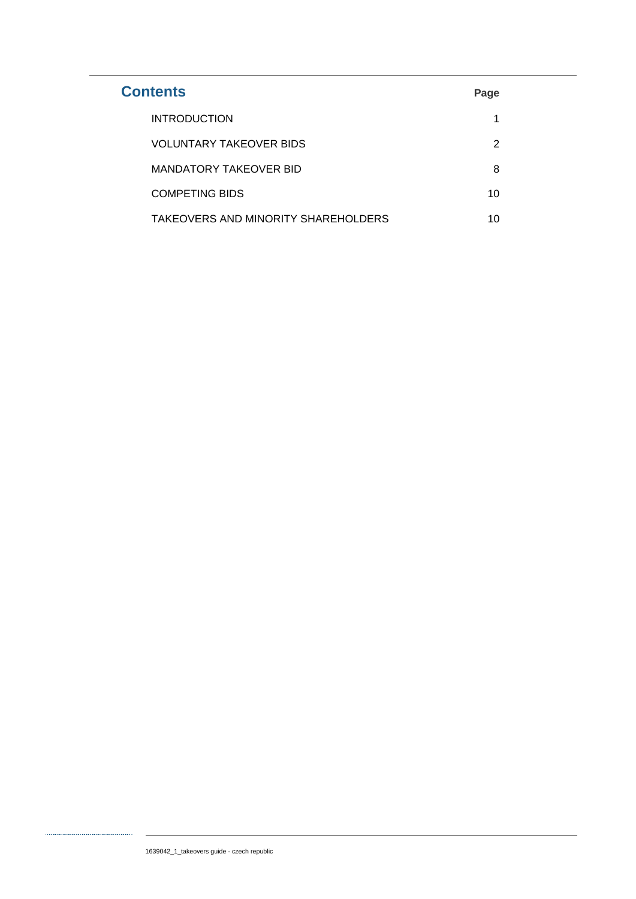## Contents

| | Page |
|---|---|
| INTRODUCTION | 1 |
| VOLUNTARY TAKEOVER BIDS | 2 |
| MANDATORY TAKEOVER BID | 8 |
| COMPETING BIDS | 10 |
| TAKEOVERS AND MINORITY SHAREHOLDERS | 10 |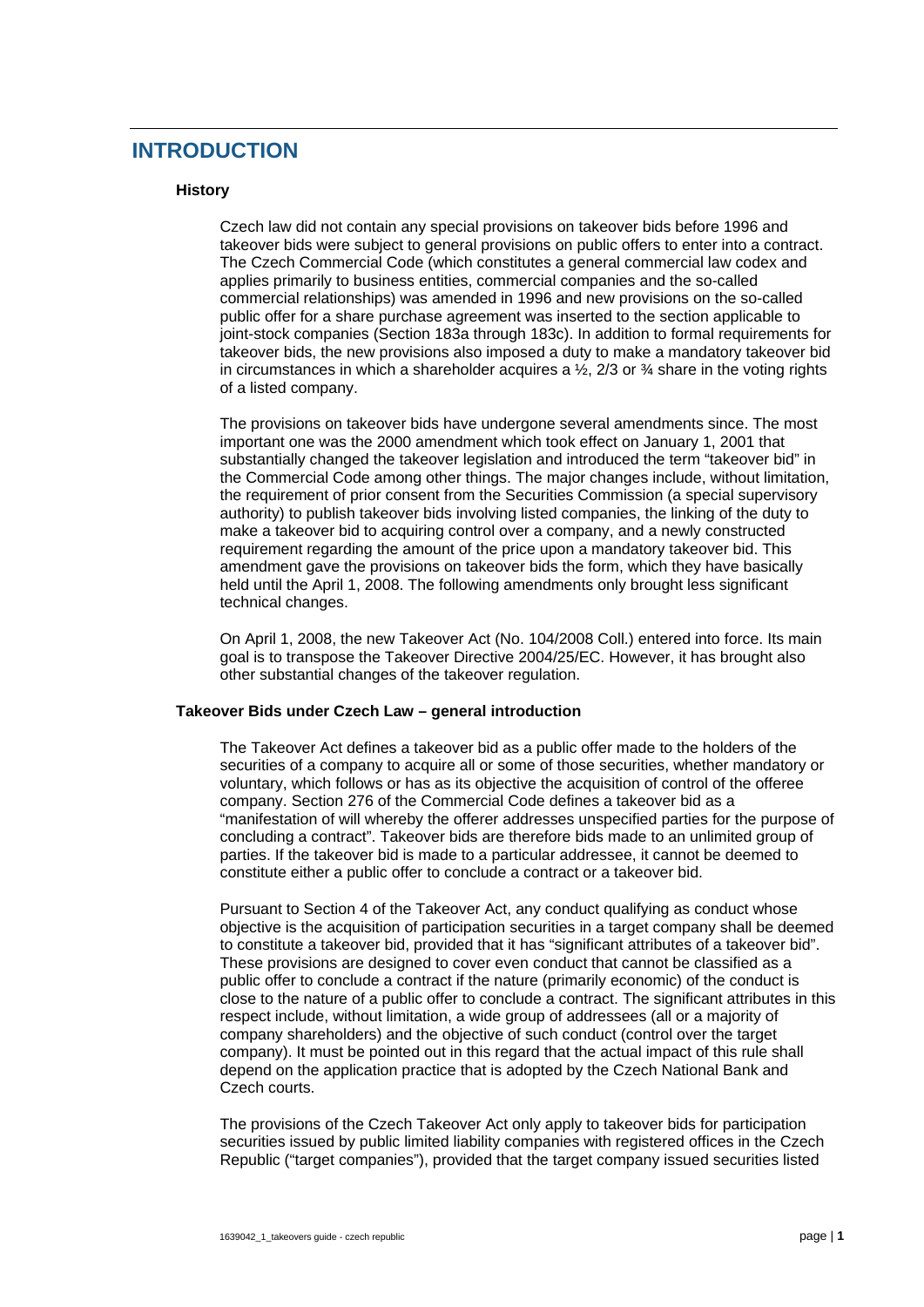# INTRODUCTION

### History

Czech law did not contain any special provisions on takeover bids before 1996 and takeover bids were subject to general provisions on public offers to enter into a contract. The Czech Commercial Code (which constitutes a general commercial law codex and applies primarily to business entities, commercial companies and the so-called commercial relationships) was amended in 1996 and new provisions on the so-called public offer for a share purchase agreement was inserted to the section applicable to joint-stock companies (Section 183a through 183c). In addition to formal requirements for takeover bids, the new provisions also imposed a duty to make a mandatory takeover bid in circumstances in which a shareholder acquires a ½, 2/3 or ¾ share in the voting rights of a listed company.

The provisions on takeover bids have undergone several amendments since. The most important one was the 2000 amendment which took effect on January 1, 2001 that substantially changed the takeover legislation and introduced the term "takeover bid" in the Commercial Code among other things. The major changes include, without limitation, the requirement of prior consent from the Securities Commission (a special supervisory authority) to publish takeover bids involving listed companies, the linking of the duty to make a takeover bid to acquiring control over a company, and a newly constructed requirement regarding the amount of the price upon a mandatory takeover bid. This amendment gave the provisions on takeover bids the form, which they have basically held until the April 1, 2008. The following amendments only brought less significant technical changes.

On April 1, 2008, the new Takeover Act (No. 104/2008 Coll.) entered into force. Its main goal is to transpose the Takeover Directive 2004/25/EC. However, it has brought also other substantial changes of the takeover regulation.

### Takeover Bids under Czech Law – general introduction

The Takeover Act defines a takeover bid as a public offer made to the holders of the securities of a company to acquire all or some of those securities, whether mandatory or voluntary, which follows or has as its objective the acquisition of control of the offeree company. Section 276 of the Commercial Code defines a takeover bid as a "manifestation of will whereby the offerer addresses unspecified parties for the purpose of concluding a contract". Takeover bids are therefore bids made to an unlimited group of parties. If the takeover bid is made to a particular addressee, it cannot be deemed to constitute either a public offer to conclude a contract or a takeover bid.

Pursuant to Section 4 of the Takeover Act, any conduct qualifying as conduct whose objective is the acquisition of participation securities in a target company shall be deemed to constitute a takeover bid, provided that it has "significant attributes of a takeover bid". These provisions are designed to cover even conduct that cannot be classified as a public offer to conclude a contract if the nature (primarily economic) of the conduct is close to the nature of a public offer to conclude a contract. The significant attributes in this respect include, without limitation, a wide group of addressees (all or a majority of company shareholders) and the objective of such conduct (control over the target company). It must be pointed out in this regard that the actual impact of this rule shall depend on the application practice that is adopted by the Czech National Bank and Czech courts.

The provisions of the Czech Takeover Act only apply to takeover bids for participation securities issued by public limited liability companies with registered offices in the Czech Republic ("target companies"), provided that the target company issued securities listed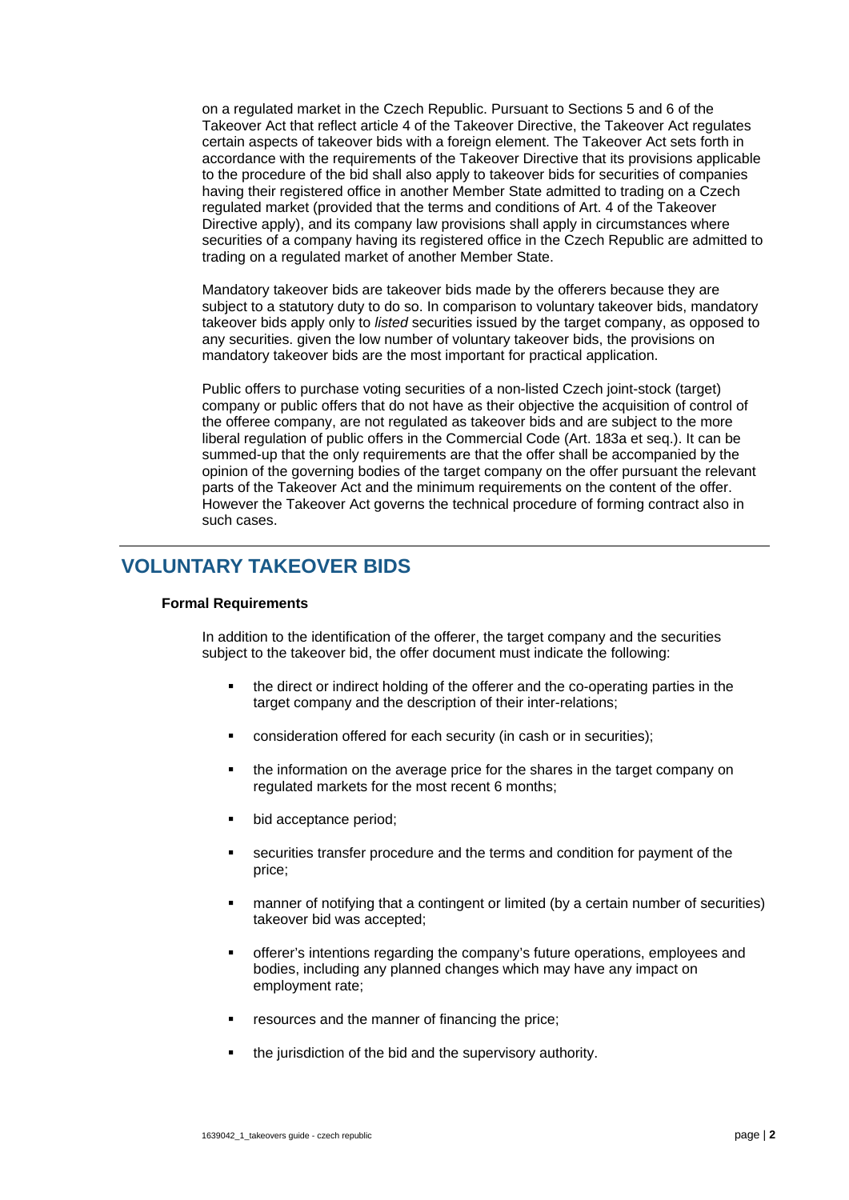on a regulated market in the Czech Republic. Pursuant to Sections 5 and 6 of the Takeover Act that reflect article 4 of the Takeover Directive, the Takeover Act regulates certain aspects of takeover bids with a foreign element. The Takeover Act sets forth in accordance with the requirements of the Takeover Directive that its provisions applicable to the procedure of the bid shall also apply to takeover bids for securities of companies having their registered office in another Member State admitted to trading on a Czech regulated market (provided that the terms and conditions of Art. 4 of the Takeover Directive apply), and its company law provisions shall apply in circumstances where securities of a company having its registered office in the Czech Republic are admitted to trading on a regulated market of another Member State.

Mandatory takeover bids are takeover bids made by the offerers because they are subject to a statutory duty to do so. In comparison to voluntary takeover bids, mandatory takeover bids apply only to *listed* securities issued by the target company, as opposed to any securities. given the low number of voluntary takeover bids, the provisions on mandatory takeover bids are the most important for practical application.

Public offers to purchase voting securities of a non-listed Czech joint-stock (target) company or public offers that do not have as their objective the acquisition of control of the offeree company, are not regulated as takeover bids and are subject to the more liberal regulation of public offers in the Commercial Code (Art. 183a et seq.). It can be summed-up that the only requirements are that the offer shall be accompanied by the opinion of the governing bodies of the target company on the offer pursuant the relevant parts of the Takeover Act and the minimum requirements on the content of the offer. However the Takeover Act governs the technical procedure of forming contract also in such cases.

## VOLUNTARY TAKEOVER BIDS

### Formal Requirements

In addition to the identification of the offerer, the target company and the securities subject to the takeover bid, the offer document must indicate the following:

- the direct or indirect holding of the offerer and the co-operating parties in the target company and the description of their inter-relations;
- consideration offered for each security (in cash or in securities);
- the information on the average price for the shares in the target company on regulated markets for the most recent 6 months;
- bid acceptance period;
- securities transfer procedure and the terms and condition for payment of the price;
- manner of notifying that a contingent or limited (by a certain number of securities) takeover bid was accepted;
- offerer's intentions regarding the company's future operations, employees and bodies, including any planned changes which may have any impact on employment rate;
- resources and the manner of financing the price;
- the jurisdiction of the bid and the supervisory authority.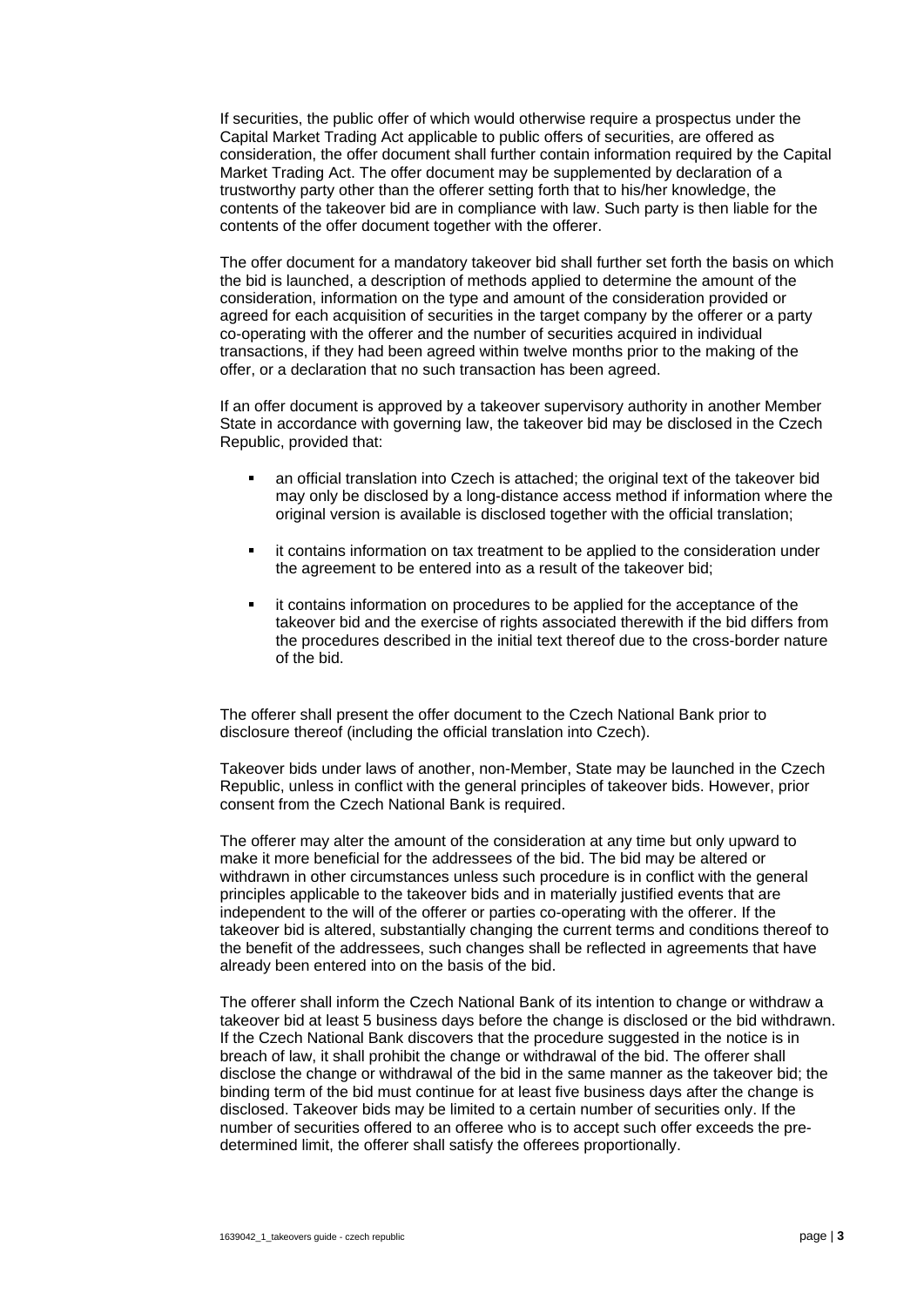If securities, the public offer of which would otherwise require a prospectus under the Capital Market Trading Act applicable to public offers of securities, are offered as consideration, the offer document shall further contain information required by the Capital Market Trading Act. The offer document may be supplemented by declaration of a trustworthy party other than the offerer setting forth that to his/her knowledge, the contents of the takeover bid are in compliance with law. Such party is then liable for the contents of the offer document together with the offerer.

The offer document for a mandatory takeover bid shall further set forth the basis on which the bid is launched, a description of methods applied to determine the amount of the consideration, information on the type and amount of the consideration provided or agreed for each acquisition of securities in the target company by the offerer or a party co-operating with the offerer and the number of securities acquired in individual transactions, if they had been agreed within twelve months prior to the making of the offer, or a declaration that no such transaction has been agreed.

If an offer document is approved by a takeover supervisory authority in another Member State in accordance with governing law, the takeover bid may be disclosed in the Czech Republic, provided that:

- an official translation into Czech is attached; the original text of the takeover bid may only be disclosed by a long-distance access method if information where the original version is available is disclosed together with the official translation;
- it contains information on tax treatment to be applied to the consideration under the agreement to be entered into as a result of the takeover bid;
- it contains information on procedures to be applied for the acceptance of the takeover bid and the exercise of rights associated therewith if the bid differs from the procedures described in the initial text thereof due to the cross-border nature of the bid.

The offerer shall present the offer document to the Czech National Bank prior to disclosure thereof (including the official translation into Czech).

Takeover bids under laws of another, non-Member, State may be launched in the Czech Republic, unless in conflict with the general principles of takeover bids. However, prior consent from the Czech National Bank is required.

The offerer may alter the amount of the consideration at any time but only upward to make it more beneficial for the addressees of the bid. The bid may be altered or withdrawn in other circumstances unless such procedure is in conflict with the general principles applicable to the takeover bids and in materially justified events that are independent to the will of the offerer or parties co-operating with the offerer. If the takeover bid is altered, substantially changing the current terms and conditions thereof to the benefit of the addressees, such changes shall be reflected in agreements that have already been entered into on the basis of the bid.

The offerer shall inform the Czech National Bank of its intention to change or withdraw a takeover bid at least 5 business days before the change is disclosed or the bid withdrawn. If the Czech National Bank discovers that the procedure suggested in the notice is in breach of law, it shall prohibit the change or withdrawal of the bid. The offerer shall disclose the change or withdrawal of the bid in the same manner as the takeover bid; the binding term of the bid must continue for at least five business days after the change is disclosed. Takeover bids may be limited to a certain number of securities only. If the number of securities offered to an offeree who is to accept such offer exceeds the pre-determined limit, the offerer shall satisfy the offerees proportionally.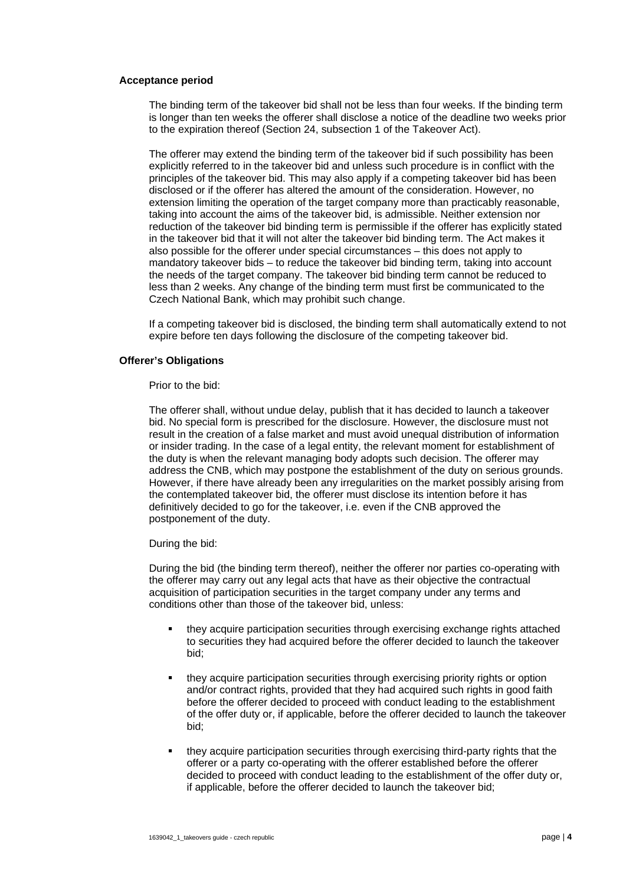### Acceptance period

The binding term of the takeover bid shall not be less than four weeks. If the binding term is longer than ten weeks the offerer shall disclose a notice of the deadline two weeks prior to the expiration thereof (Section 24, subsection 1 of the Takeover Act).

The offerer may extend the binding term of the takeover bid if such possibility has been explicitly referred to in the takeover bid and unless such procedure is in conflict with the principles of the takeover bid. This may also apply if a competing takeover bid has been disclosed or if the offerer has altered the amount of the consideration. However, no extension limiting the operation of the target company more than practicably reasonable, taking into account the aims of the takeover bid, is admissible. Neither extension nor reduction of the takeover bid binding term is permissible if the offerer has explicitly stated in the takeover bid that it will not alter the takeover bid binding term. The Act makes it also possible for the offerer under special circumstances – this does not apply to mandatory takeover bids – to reduce the takeover bid binding term, taking into account the needs of the target company. The takeover bid binding term cannot be reduced to less than 2 weeks. Any change of the binding term must first be communicated to the Czech National Bank, which may prohibit such change.

If a competing takeover bid is disclosed, the binding term shall automatically extend to not expire before ten days following the disclosure of the competing takeover bid.

### Offerer's Obligations

Prior to the bid:

The offerer shall, without undue delay, publish that it has decided to launch a takeover bid. No special form is prescribed for the disclosure. However, the disclosure must not result in the creation of a false market and must avoid unequal distribution of information or insider trading. In the case of a legal entity, the relevant moment for establishment of the duty is when the relevant managing body adopts such decision. The offerer may address the CNB, which may postpone the establishment of the duty on serious grounds. However, if there have already been any irregularities on the market possibly arising from the contemplated takeover bid, the offerer must disclose its intention before it has definitively decided to go for the takeover, i.e. even if the CNB approved the postponement of the duty.

During the bid:

During the bid (the binding term thereof), neither the offerer nor parties co-operating with the offerer may carry out any legal acts that have as their objective the contractual acquisition of participation securities in the target company under any terms and conditions other than those of the takeover bid, unless:

- they acquire participation securities through exercising exchange rights attached to securities they had acquired before the offerer decided to launch the takeover bid;
- they acquire participation securities through exercising priority rights or option and/or contract rights, provided that they had acquired such rights in good faith before the offerer decided to proceed with conduct leading to the establishment of the offer duty or, if applicable, before the offerer decided to launch the takeover bid;
- they acquire participation securities through exercising third-party rights that the offerer or a party co-operating with the offerer established before the offerer decided to proceed with conduct leading to the establishment of the offer duty or, if applicable, before the offerer decided to launch the takeover bid;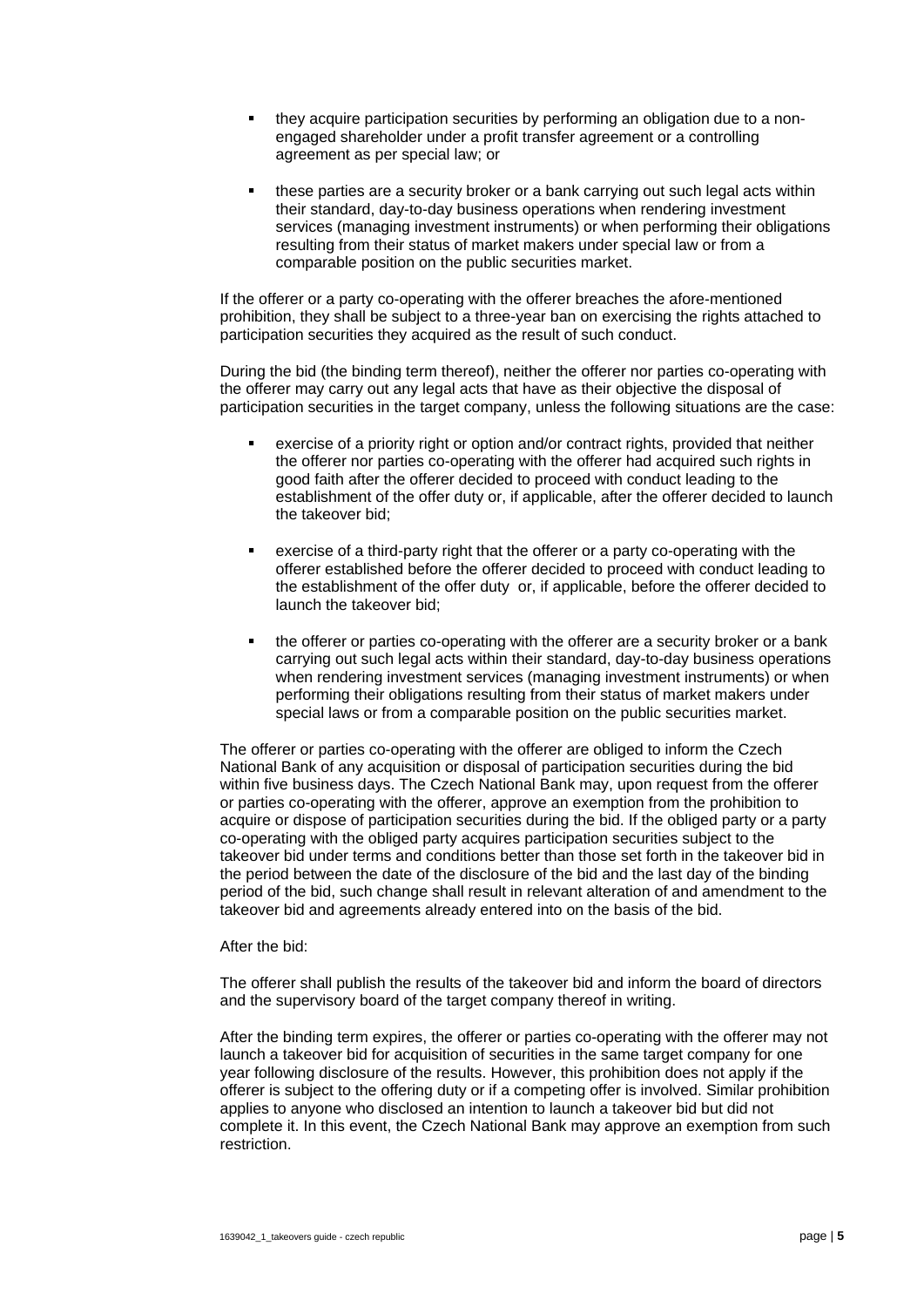- they acquire participation securities by performing an obligation due to a non-engaged shareholder under a profit transfer agreement or a controlling agreement as per special law; or
- these parties are a security broker or a bank carrying out such legal acts within their standard, day-to-day business operations when rendering investment services (managing investment instruments) or when performing their obligations resulting from their status of market makers under special law or from a comparable position on the public securities market.

If the offerer or a party co-operating with the offerer breaches the afore-mentioned prohibition, they shall be subject to a three-year ban on exercising the rights attached to participation securities they acquired as the result of such conduct.

During the bid (the binding term thereof), neither the offerer nor parties co-operating with the offerer may carry out any legal acts that have as their objective the disposal of participation securities in the target company, unless the following situations are the case:

- exercise of a priority right or option and/or contract rights, provided that neither the offerer nor parties co-operating with the offerer had acquired such rights in good faith after the offerer decided to proceed with conduct leading to the establishment of the offer duty or, if applicable, after the offerer decided to launch the takeover bid;
- exercise of a third-party right that the offerer or a party co-operating with the offerer established before the offerer decided to proceed with conduct leading to the establishment of the offer duty or, if applicable, before the offerer decided to launch the takeover bid;
- the offerer or parties co-operating with the offerer are a security broker or a bank carrying out such legal acts within their standard, day-to-day business operations when rendering investment services (managing investment instruments) or when performing their obligations resulting from their status of market makers under special laws or from a comparable position on the public securities market.

The offerer or parties co-operating with the offerer are obliged to inform the Czech National Bank of any acquisition or disposal of participation securities during the bid within five business days. The Czech National Bank may, upon request from the offerer or parties co-operating with the offerer, approve an exemption from the prohibition to acquire or dispose of participation securities during the bid. If the obliged party or a party co-operating with the obliged party acquires participation securities subject to the takeover bid under terms and conditions better than those set forth in the takeover bid in the period between the date of the disclosure of the bid and the last day of the binding period of the bid, such change shall result in relevant alteration of and amendment to the takeover bid and agreements already entered into on the basis of the bid.

After the bid:

The offerer shall publish the results of the takeover bid and inform the board of directors and the supervisory board of the target company thereof in writing.

After the binding term expires, the offerer or parties co-operating with the offerer may not launch a takeover bid for acquisition of securities in the same target company for one year following disclosure of the results. However, this prohibition does not apply if the offerer is subject to the offering duty or if a competing offer is involved. Similar prohibition applies to anyone who disclosed an intention to launch a takeover bid but did not complete it. In this event, the Czech National Bank may approve an exemption from such restriction.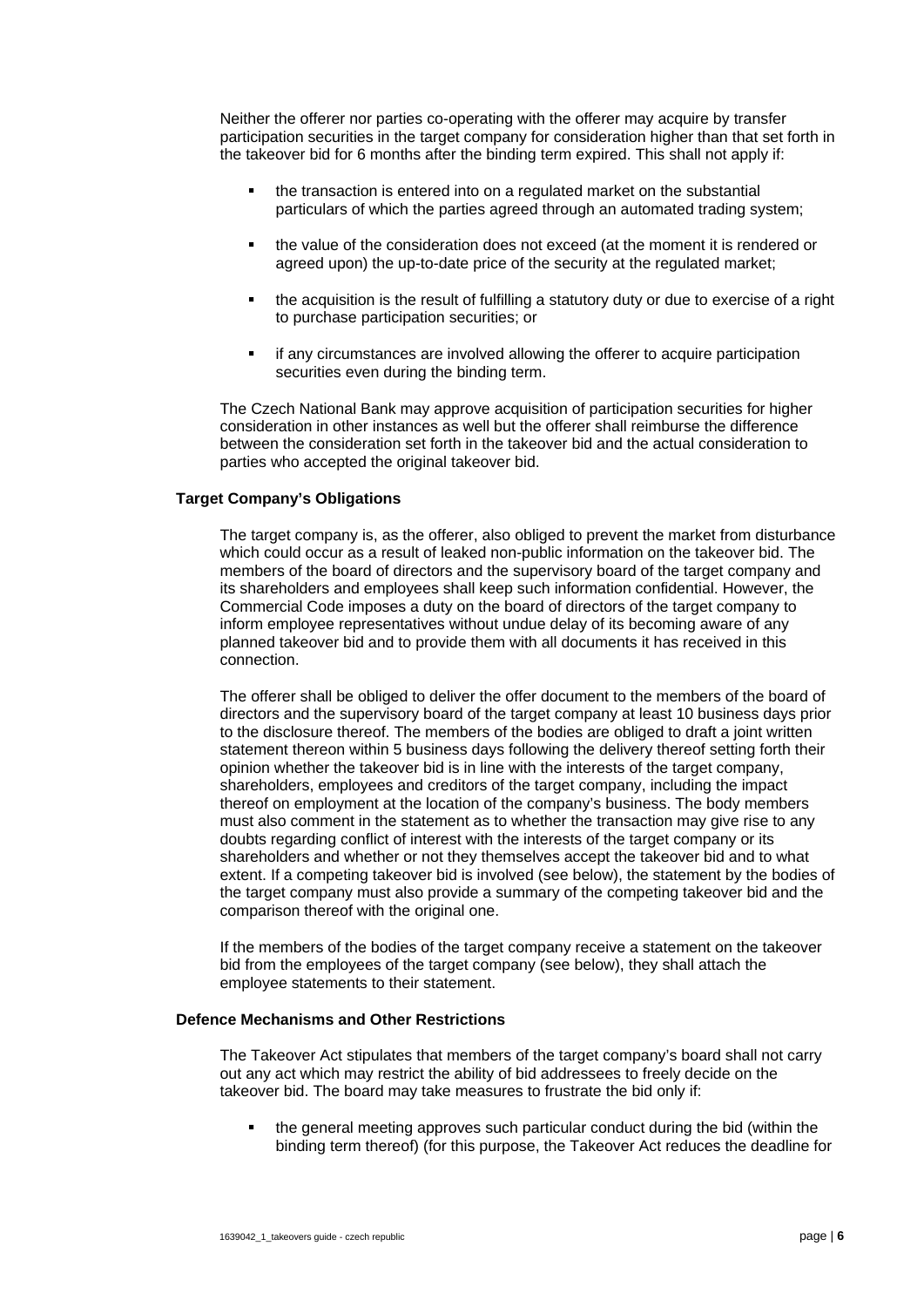Neither the offerer nor parties co-operating with the offerer may acquire by transfer participation securities in the target company for consideration higher than that set forth in the takeover bid for 6 months after the binding term expired. This shall not apply if:

- the transaction is entered into on a regulated market on the substantial particulars of which the parties agreed through an automated trading system;
- the value of the consideration does not exceed (at the moment it is rendered or agreed upon) the up-to-date price of the security at the regulated market;
- the acquisition is the result of fulfilling a statutory duty or due to exercise of a right to purchase participation securities; or
- if any circumstances are involved allowing the offerer to acquire participation securities even during the binding term.

The Czech National Bank may approve acquisition of participation securities for higher consideration in other instances as well but the offerer shall reimburse the difference between the consideration set forth in the takeover bid and the actual consideration to parties who accepted the original takeover bid.

### Target Company's Obligations

The target company is, as the offerer, also obliged to prevent the market from disturbance which could occur as a result of leaked non-public information on the takeover bid. The members of the board of directors and the supervisory board of the target company and its shareholders and employees shall keep such information confidential. However, the Commercial Code imposes a duty on the board of directors of the target company to inform employee representatives without undue delay of its becoming aware of any planned takeover bid and to provide them with all documents it has received in this connection.

The offerer shall be obliged to deliver the offer document to the members of the board of directors and the supervisory board of the target company at least 10 business days prior to the disclosure thereof. The members of the bodies are obliged to draft a joint written statement thereon within 5 business days following the delivery thereof setting forth their opinion whether the takeover bid is in line with the interests of the target company, shareholders, employees and creditors of the target company, including the impact thereof on employment at the location of the company's business. The body members must also comment in the statement as to whether the transaction may give rise to any doubts regarding conflict of interest with the interests of the target company or its shareholders and whether or not they themselves accept the takeover bid and to what extent. If a competing takeover bid is involved (see below), the statement by the bodies of the target company must also provide a summary of the competing takeover bid and the comparison thereof with the original one.

If the members of the bodies of the target company receive a statement on the takeover bid from the employees of the target company (see below), they shall attach the employee statements to their statement.

### Defence Mechanisms and Other Restrictions

The Takeover Act stipulates that members of the target company's board shall not carry out any act which may restrict the ability of bid addressees to freely decide on the takeover bid. The board may take measures to frustrate the bid only if:

- the general meeting approves such particular conduct during the bid (within the binding term thereof) (for this purpose, the Takeover Act reduces the deadline for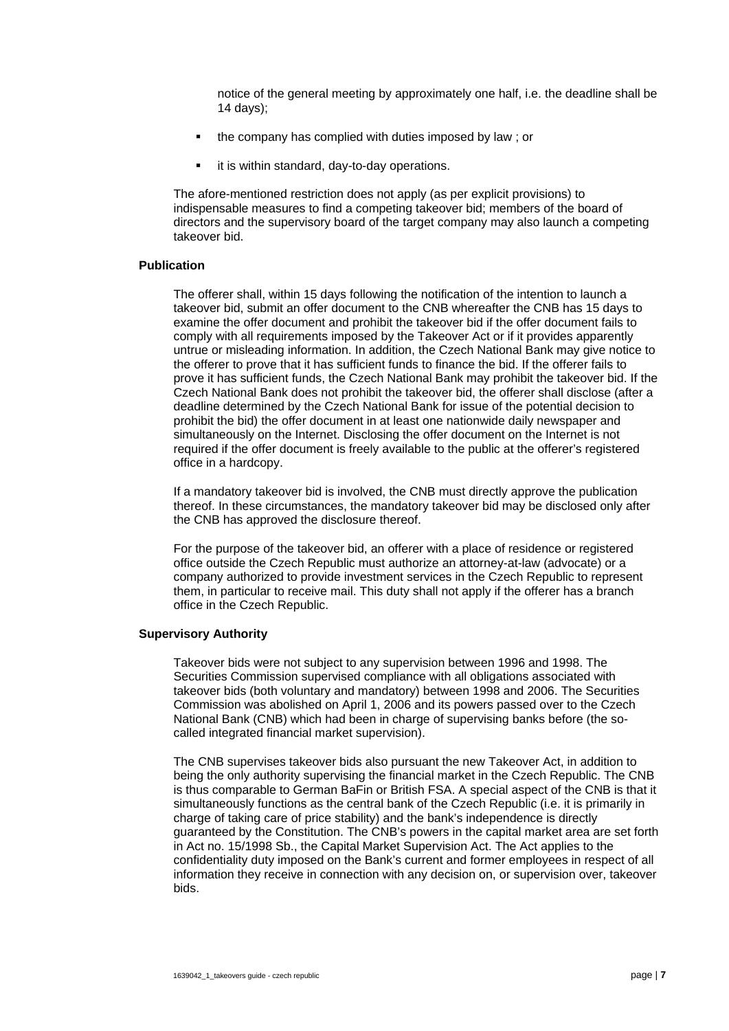notice of the general meeting by approximately one half, i.e. the deadline shall be 14 days);

- the company has complied with duties imposed by law ; or
- it is within standard, day-to-day operations.

The afore-mentioned restriction does not apply (as per explicit provisions) to indispensable measures to find a competing takeover bid; members of the board of directors and the supervisory board of the target company may also launch a competing takeover bid.

**Publication**

The offerer shall, within 15 days following the notification of the intention to launch a takeover bid, submit an offer document to the CNB whereafter the CNB has 15 days to examine the offer document and prohibit the takeover bid if the offer document fails to comply with all requirements imposed by the Takeover Act or if it provides apparently untrue or misleading information. In addition, the Czech National Bank may give notice to the offerer to prove that it has sufficient funds to finance the bid. If the offerer fails to prove it has sufficient funds, the Czech National Bank may prohibit the takeover bid. If the Czech National Bank does not prohibit the takeover bid, the offerer shall disclose (after a deadline determined by the Czech National Bank for issue of the potential decision to prohibit the bid) the offer document in at least one nationwide daily newspaper and simultaneously on the Internet. Disclosing the offer document on the Internet is not required if the offer document is freely available to the public at the offerer's registered office in a hardcopy.

If a mandatory takeover bid is involved, the CNB must directly approve the publication thereof. In these circumstances, the mandatory takeover bid may be disclosed only after the CNB has approved the disclosure thereof.

For the purpose of the takeover bid, an offerer with a place of residence or registered office outside the Czech Republic must authorize an attorney-at-law (advocate) or a company authorized to provide investment services in the Czech Republic to represent them, in particular to receive mail. This duty shall not apply if the offerer has a branch office in the Czech Republic.

**Supervisory Authority**

Takeover bids were not subject to any supervision between 1996 and 1998. The Securities Commission supervised compliance with all obligations associated with takeover bids (both voluntary and mandatory) between 1998 and 2006. The Securities Commission was abolished on April 1, 2006 and its powers passed over to the Czech National Bank (CNB) which had been in charge of supervising banks before (the so-called integrated financial market supervision).

The CNB supervises takeover bids also pursuant the new Takeover Act, in addition to being the only authority supervising the financial market in the Czech Republic. The CNB is thus comparable to German BaFin or British FSA. A special aspect of the CNB is that it simultaneously functions as the central bank of the Czech Republic (i.e. it is primarily in charge of taking care of price stability) and the bank's independence is directly guaranteed by the Constitution. The CNB's powers in the capital market area are set forth in Act no. 15/1998 Sb., the Capital Market Supervision Act. The Act applies to the confidentiality duty imposed on the Bank's current and former employees in respect of all information they receive in connection with any decision on, or supervision over, takeover bids.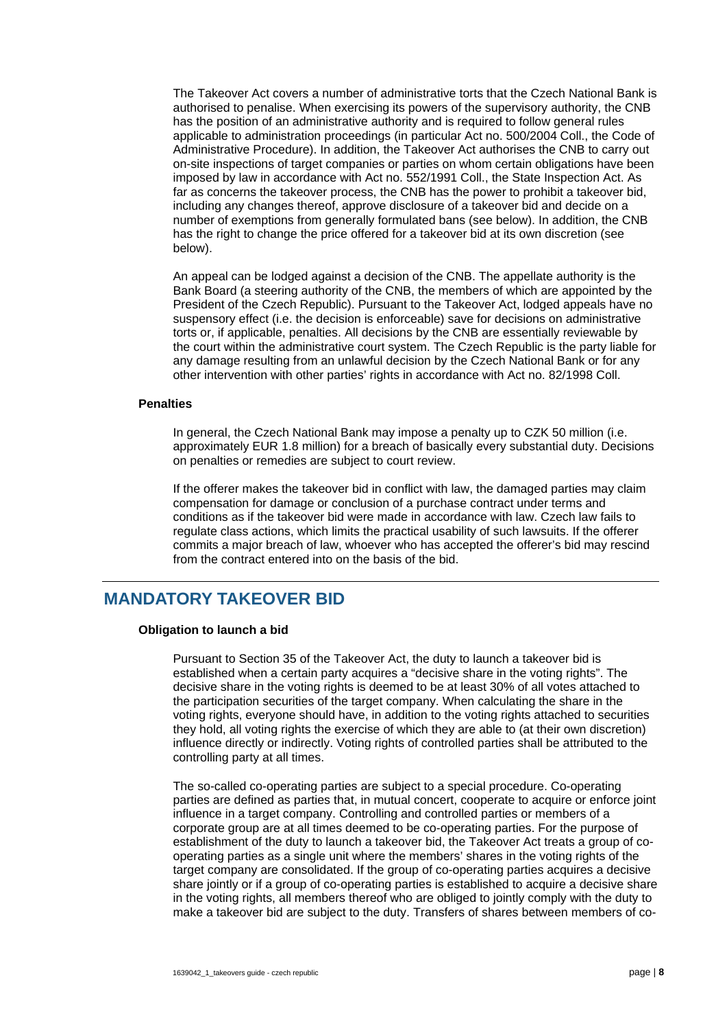The Takeover Act covers a number of administrative torts that the Czech National Bank is authorised to penalise. When exercising its powers of the supervisory authority, the CNB has the position of an administrative authority and is required to follow general rules applicable to administration proceedings (in particular Act no. 500/2004 Coll., the Code of Administrative Procedure). In addition, the Takeover Act authorises the CNB to carry out on-site inspections of target companies or parties on whom certain obligations have been imposed by law in accordance with Act no. 552/1991 Coll., the State Inspection Act. As far as concerns the takeover process, the CNB has the power to prohibit a takeover bid, including any changes thereof, approve disclosure of a takeover bid and decide on a number of exemptions from generally formulated bans (see below). In addition, the CNB has the right to change the price offered for a takeover bid at its own discretion (see below).

An appeal can be lodged against a decision of the CNB. The appellate authority is the Bank Board (a steering authority of the CNB, the members of which are appointed by the President of the Czech Republic). Pursuant to the Takeover Act, lodged appeals have no suspensory effect (i.e. the decision is enforceable) save for decisions on administrative torts or, if applicable, penalties. All decisions by the CNB are essentially reviewable by the court within the administrative court system. The Czech Republic is the party liable for any damage resulting from an unlawful decision by the Czech National Bank or for any other intervention with other parties' rights in accordance with Act no. 82/1998 Coll.

### Penalties

In general, the Czech National Bank may impose a penalty up to CZK 50 million (i.e. approximately EUR 1.8 million) for a breach of basically every substantial duty. Decisions on penalties or remedies are subject to court review.

If the offerer makes the takeover bid in conflict with law, the damaged parties may claim compensation for damage or conclusion of a purchase contract under terms and conditions as if the takeover bid were made in accordance with law. Czech law fails to regulate class actions, which limits the practical usability of such lawsuits. If the offerer commits a major breach of law, whoever who has accepted the offerer's bid may rescind from the contract entered into on the basis of the bid.

## MANDATORY TAKEOVER BID

### Obligation to launch a bid

Pursuant to Section 35 of the Takeover Act, the duty to launch a takeover bid is established when a certain party acquires a "decisive share in the voting rights". The decisive share in the voting rights is deemed to be at least 30% of all votes attached to the participation securities of the target company. When calculating the share in the voting rights, everyone should have, in addition to the voting rights attached to securities they hold, all voting rights the exercise of which they are able to (at their own discretion) influence directly or indirectly. Voting rights of controlled parties shall be attributed to the controlling party at all times.

The so-called co-operating parties are subject to a special procedure. Co-operating parties are defined as parties that, in mutual concert, cooperate to acquire or enforce joint influence in a target company. Controlling and controlled parties or members of a corporate group are at all times deemed to be co-operating parties. For the purpose of establishment of the duty to launch a takeover bid, the Takeover Act treats a group of co-operating parties as a single unit where the members' shares in the voting rights of the target company are consolidated. If the group of co-operating parties acquires a decisive share jointly or if a group of co-operating parties is established to acquire a decisive share in the voting rights, all members thereof who are obliged to jointly comply with the duty to make a takeover bid are subject to the duty. Transfers of shares between members of co-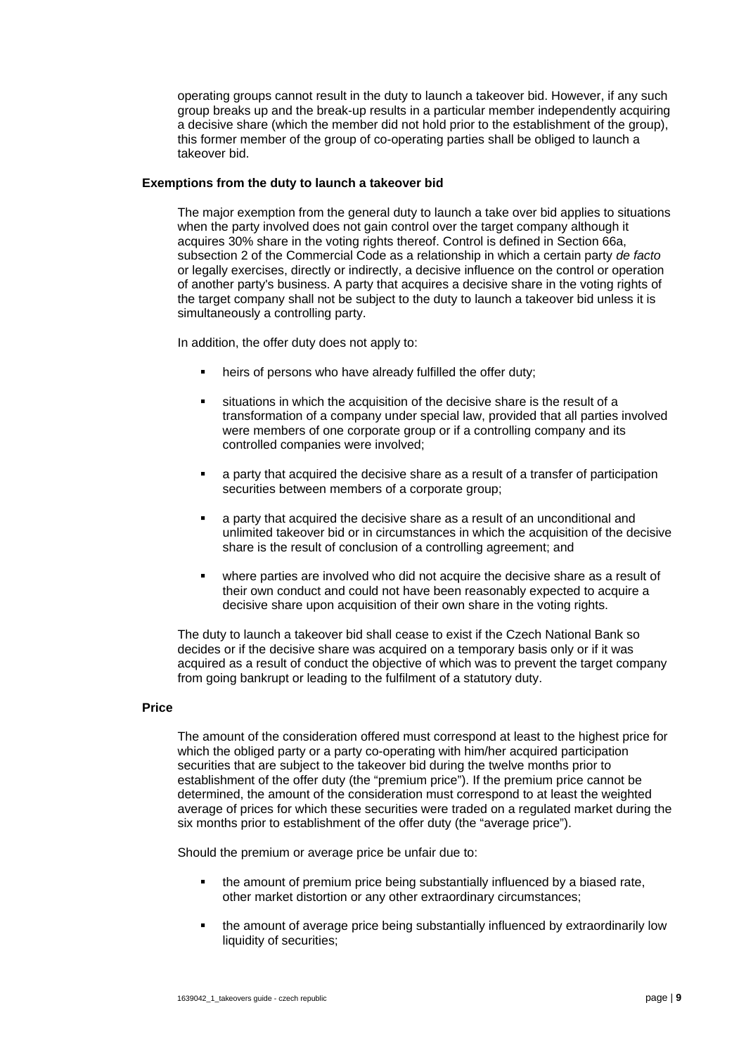operating groups cannot result in the duty to launch a takeover bid. However, if any such group breaks up and the break-up results in a particular member independently acquiring a decisive share (which the member did not hold prior to the establishment of the group), this former member of the group of co-operating parties shall be obliged to launch a takeover bid.

**Exemptions from the duty to launch a takeover bid**

The major exemption from the general duty to launch a take over bid applies to situations when the party involved does not gain control over the target company although it acquires 30% share in the voting rights thereof. Control is defined in Section 66a, subsection 2 of the Commercial Code as a relationship in which a certain party *de facto* or legally exercises, directly or indirectly, a decisive influence on the control or operation of another party's business. A party that acquires a decisive share in the voting rights of the target company shall not be subject to the duty to launch a takeover bid unless it is simultaneously a controlling party.

In addition, the offer duty does not apply to:

- heirs of persons who have already fulfilled the offer duty;
- situations in which the acquisition of the decisive share is the result of a transformation of a company under special law, provided that all parties involved were members of one corporate group or if a controlling company and its controlled companies were involved;
- a party that acquired the decisive share as a result of a transfer of participation securities between members of a corporate group;
- a party that acquired the decisive share as a result of an unconditional and unlimited takeover bid or in circumstances in which the acquisition of the decisive share is the result of conclusion of a controlling agreement; and
- where parties are involved who did not acquire the decisive share as a result of their own conduct and could not have been reasonably expected to acquire a decisive share upon acquisition of their own share in the voting rights.

The duty to launch a takeover bid shall cease to exist if the Czech National Bank so decides or if the decisive share was acquired on a temporary basis only or if it was acquired as a result of conduct the objective of which was to prevent the target company from going bankrupt or leading to the fulfilment of a statutory duty.

**Price**

The amount of the consideration offered must correspond at least to the highest price for which the obliged party or a party co-operating with him/her acquired participation securities that are subject to the takeover bid during the twelve months prior to establishment of the offer duty (the "premium price"). If the premium price cannot be determined, the amount of the consideration must correspond to at least the weighted average of prices for which these securities were traded on a regulated market during the six months prior to establishment of the offer duty (the "average price").

Should the premium or average price be unfair due to:

- the amount of premium price being substantially influenced by a biased rate, other market distortion or any other extraordinary circumstances;
- the amount of average price being substantially influenced by extraordinarily low liquidity of securities;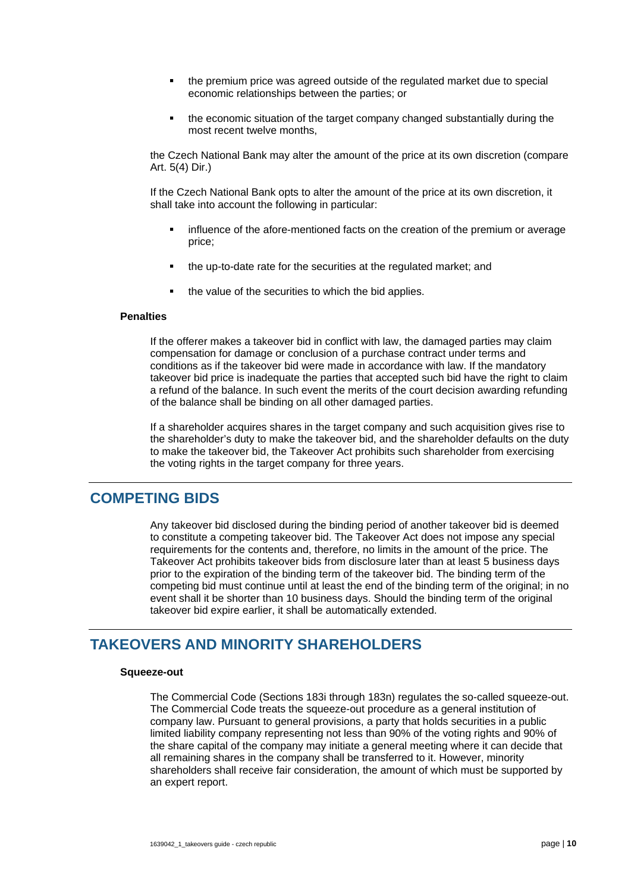- the premium price was agreed outside of the regulated market due to special economic relationships between the parties; or
- the economic situation of the target company changed substantially during the most recent twelve months,

the Czech National Bank may alter the amount of the price at its own discretion (compare Art. 5(4) Dir.)

If the Czech National Bank opts to alter the amount of the price at its own discretion, it shall take into account the following in particular:

- influence of the afore-mentioned facts on the creation of the premium or average price;
- the up-to-date rate for the securities at the regulated market; and
- the value of the securities to which the bid applies.

**Penalties**

If the offerer makes a takeover bid in conflict with law, the damaged parties may claim compensation for damage or conclusion of a purchase contract under terms and conditions as if the takeover bid were made in accordance with law. If the mandatory takeover bid price is inadequate the parties that accepted such bid have the right to claim a refund of the balance. In such event the merits of the court decision awarding refunding of the balance shall be binding on all other damaged parties.

If a shareholder acquires shares in the target company and such acquisition gives rise to the shareholder's duty to make the takeover bid, and the shareholder defaults on the duty to make the takeover bid, the Takeover Act prohibits such shareholder from exercising the voting rights in the target company for three years.

## COMPETING BIDS

Any takeover bid disclosed during the binding period of another takeover bid is deemed to constitute a competing takeover bid. The Takeover Act does not impose any special requirements for the contents and, therefore, no limits in the amount of the price. The Takeover Act prohibits takeover bids from disclosure later than at least 5 business days prior to the expiration of the binding term of the takeover bid. The binding term of the competing bid must continue until at least the end of the binding term of the original; in no event shall it be shorter than 10 business days. Should the binding term of the original takeover bid expire earlier, it shall be automatically extended.

## TAKEOVERS AND MINORITY SHAREHOLDERS

**Squeeze-out**

The Commercial Code (Sections 183i through 183n) regulates the so-called squeeze-out. The Commercial Code treats the squeeze-out procedure as a general institution of company law. Pursuant to general provisions, a party that holds securities in a public limited liability company representing not less than 90% of the voting rights and 90% of the share capital of the company may initiate a general meeting where it can decide that all remaining shares in the company shall be transferred to it. However, minority shareholders shall receive fair consideration, the amount of which must be supported by an expert report.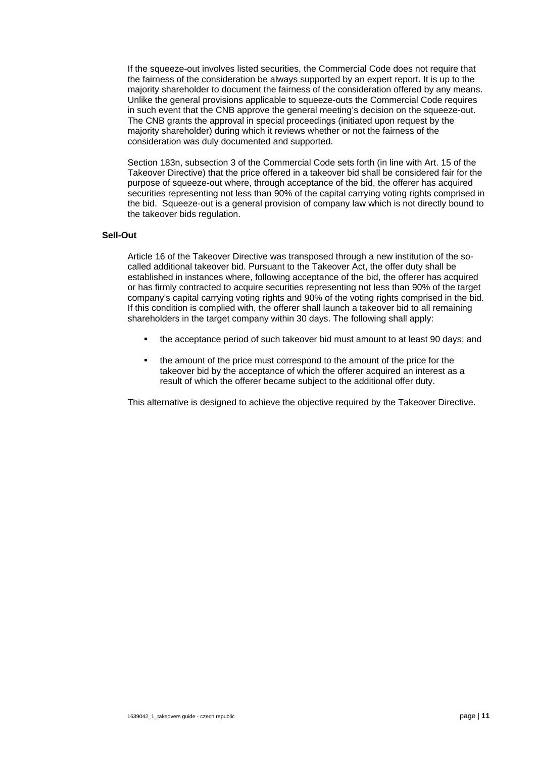If the squeeze-out involves listed securities, the Commercial Code does not require that the fairness of the consideration be always supported by an expert report. It is up to the majority shareholder to document the fairness of the consideration offered by any means. Unlike the general provisions applicable to squeeze-outs the Commercial Code requires in such event that the CNB approve the general meeting's decision on the squeeze-out. The CNB grants the approval in special proceedings (initiated upon request by the majority shareholder) during which it reviews whether or not the fairness of the consideration was duly documented and supported.

Section 183n, subsection 3 of the Commercial Code sets forth (in line with Art. 15 of the Takeover Directive) that the price offered in a takeover bid shall be considered fair for the purpose of squeeze-out where, through acceptance of the bid, the offerer has acquired securities representing not less than 90% of the capital carrying voting rights comprised in the bid. Squeeze-out is a general provision of company law which is not directly bound to the takeover bids regulation.

### Sell-Out

Article 16 of the Takeover Directive was transposed through a new institution of the so-called additional takeover bid. Pursuant to the Takeover Act, the offer duty shall be established in instances where, following acceptance of the bid, the offerer has acquired or has firmly contracted to acquire securities representing not less than 90% of the target company's capital carrying voting rights and 90% of the voting rights comprised in the bid. If this condition is complied with, the offerer shall launch a takeover bid to all remaining shareholders in the target company within 30 days. The following shall apply:

- the acceptance period of such takeover bid must amount to at least 90 days; and
- the amount of the price must correspond to the amount of the price for the takeover bid by the acceptance of which the offerer acquired an interest as a result of which the offerer became subject to the additional offer duty.

This alternative is designed to achieve the objective required by the Takeover Directive.